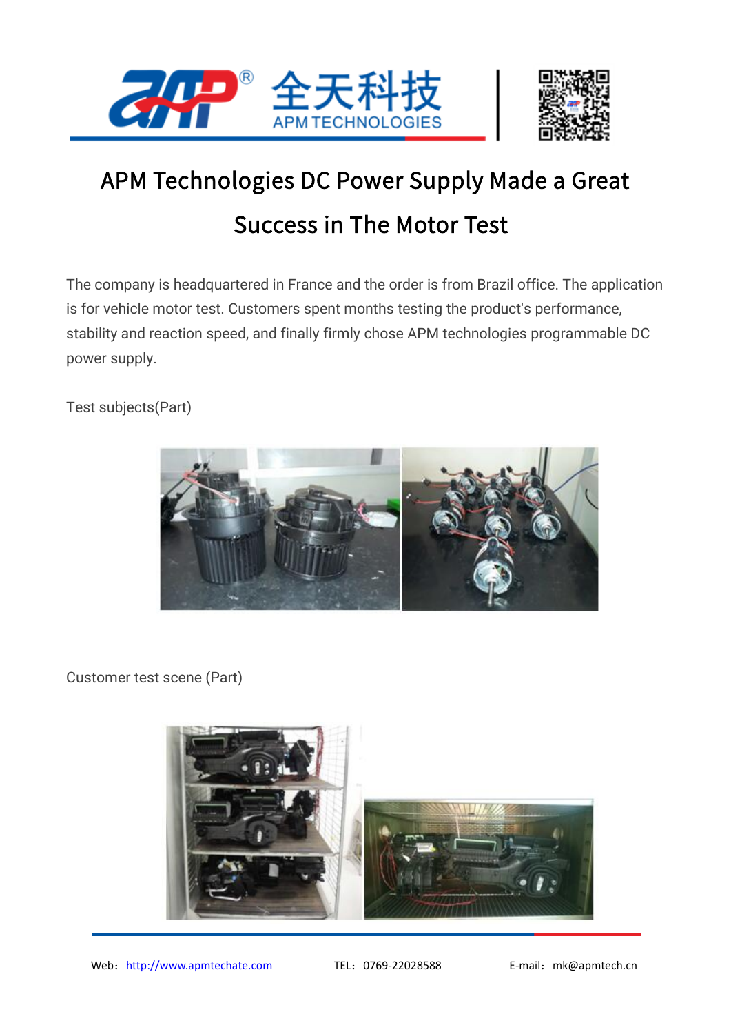# APM Technologies DC Power Supply Made a Great Success in The Motor Test

The company is headquartered in France and the order is from Brazil office. The application is for vehicle motor test. Customers spent months testing the product's performance, stability and reaction speed, and finally firmly chose APM technologies programmable DC power supply.

Test subjects(Part)

Customer test scene (Part)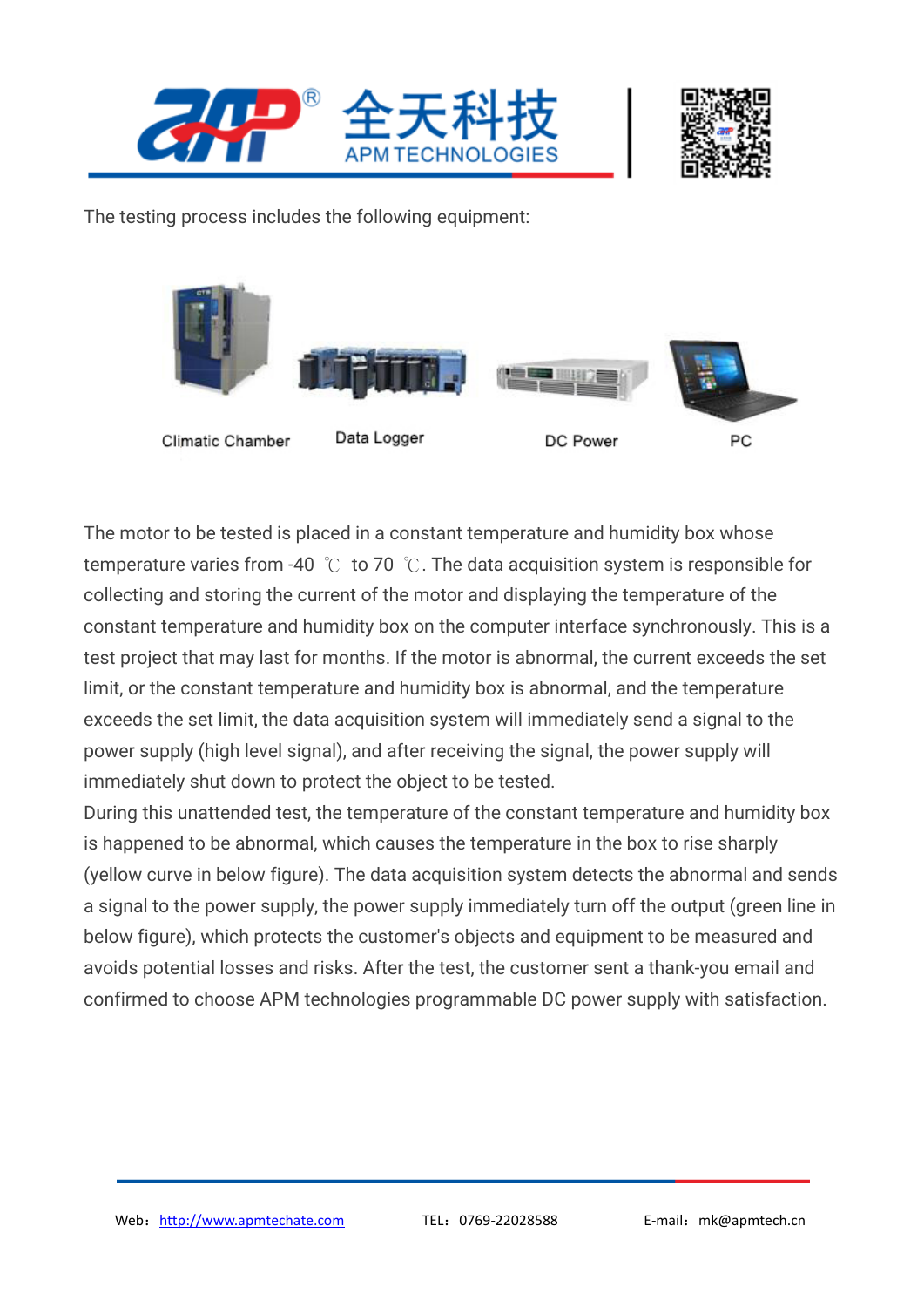The testing process includes the following equipment:

Climatic Chamber Data Logger DC Power PC

The motor to be tested is placed in a constant temperature and humidity box whose temperature varies from -40 ℃ to 70 ℃. The data acquisition system is responsible for collecting and storing the current of the motor and displaying the temperature of the constant temperature and humidity box on the computer interface synchronously. This is a test project that may last for months. If the motor is abnormal, the current exceeds the set limit, or the constant temperature and humidity box is abnormal, and the temperature exceeds the set limit, the data acquisition system will immediately send a signal to the power supply (high level signal), and after receiving the signal, the power supply will immediately shut down to protect the object to be tested.

During this unattended test, the temperature of the constant temperature and humidity box is happened to be abnormal, which causes the temperature in the box to rise sharply (yellow curve in below figure). The data acquisition system detects the abnormal and sends a signal to the power supply, the power supply immediately turn off the output (green line in below figure), which protects the customer's objects and equipment to be measured and avoids potential losses and risks. After the test, the customer sent a thank-you email and confirmed to choose APM technologies programmable DC power supply with satisfaction.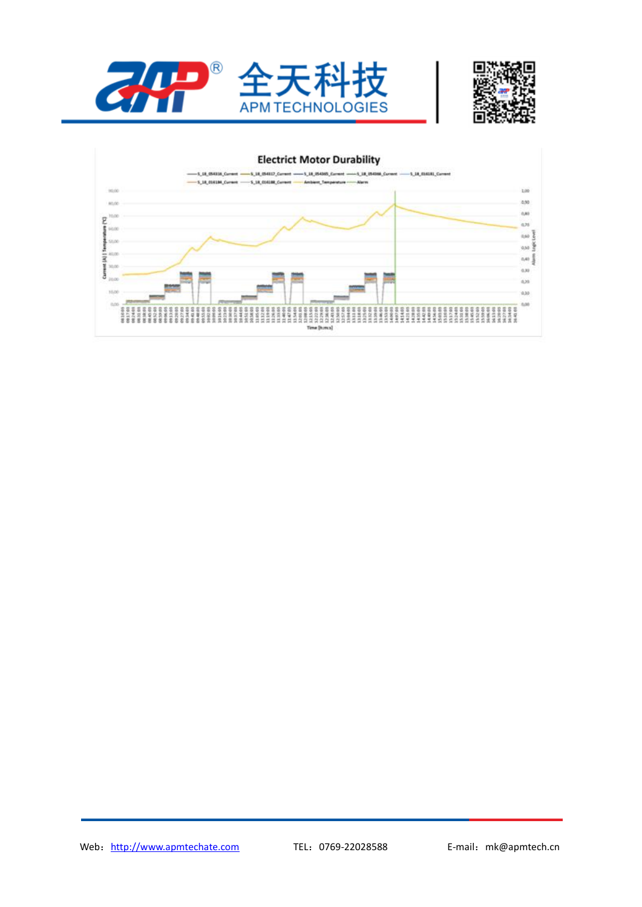Electrict Motor Durability

S_18_054316_Current  S_18_054317_Current  S_18_054365_Current  S_18_054366_Current  S_18_016181_Current
S_18_016184_Current  S_18_016188_Current  Ambient_Temperature  Alarm

Current [A] | Temperature [°C]

Alarm Logic Level

Time [h:m:s]